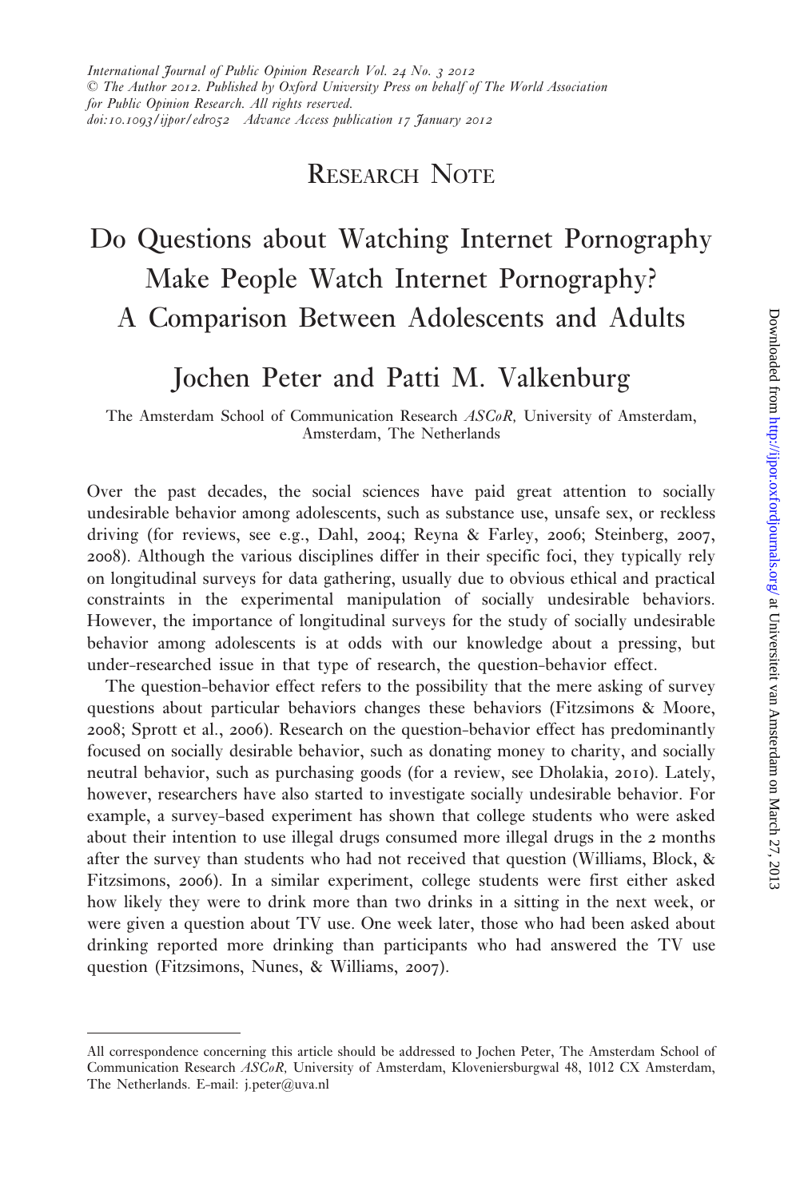RESEARCH NOTE

# Do Questions about Watching Internet Pornography Make People Watch Internet Pornography? A Comparison Between Adolescents and Adults

## Jochen Peter and Patti M. Valkenburg

The Amsterdam School of Communication Research *ASCoR,* University of Amsterdam, Amsterdam, The Netherlands

Over the past decades, the social sciences have paid great attention to socially undesirable behavior among adolescents, such as substance use, unsafe sex, or reckless driving (for reviews, see e.g., Dahl, 2004; Reyna & Farley, 2006; Steinberg, 2007, 2008). Although the various disciplines differ in their specific foci, they typically rely on longitudinal surveys for data gathering, usually due to obvious ethical and practical constraints in the experimental manipulation of socially undesirable behaviors. However, the importance of longitudinal surveys for the study of socially undesirable behavior among adolescents is at odds with our knowledge about a pressing, but under-researched issue in that type of research, the question-behavior effect.

The question-behavior effect refers to the possibility that the mere asking of survey questions about particular behaviors changes these behaviors (Fitzsimons & Moore, 2008; Sprott et al., 2006). Research on the question-behavior effect has predominantly focused on socially desirable behavior, such as donating money to charity, and socially neutral behavior, such as purchasing goods (for a review, see Dholakia, 2010). Lately, however, researchers have also started to investigate socially undesirable behavior. For example, a survey-based experiment has shown that college students who were asked about their intention to use illegal drugs consumed more illegal drugs in the 2 months after the survey than students who had not received that question (Williams, Block, & Fitzsimons, 2006). In a similar experiment, college students were first either asked how likely they were to drink more than two drinks in a sitting in the next week, or were given a question about TV use. One week later, those who had been asked about drinking reported more drinking than participants who had answered the TV use question (Fitzsimons, Nunes, & Williams, 2007).

All correspondence concerning this article should be addressed to Jochen Peter, The Amsterdam School of Communication Research *ASCoR,* University of Amsterdam, Kloveniersburgwal 48, 1012 CX Amsterdam, The Netherlands. E-mail: j.peter@uva.nl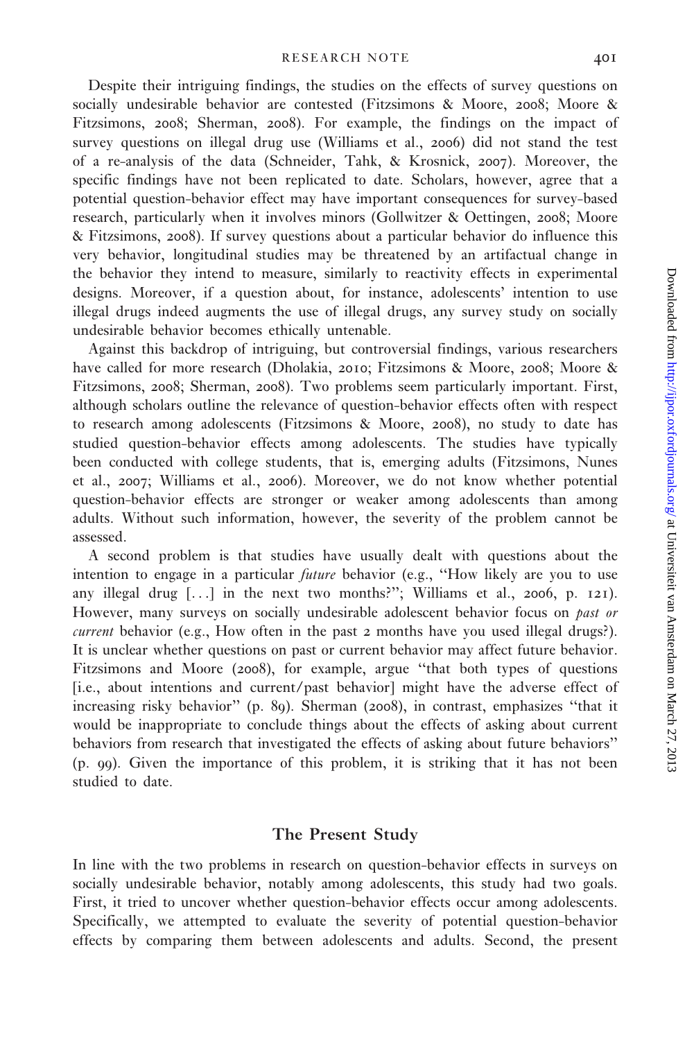Despite their intriguing findings, the studies on the effects of survey questions on socially undesirable behavior are contested (Fitzsimons & Moore, 2008; Moore & Fitzsimons, 2008; Sherman, 2008). For example, the findings on the impact of survey questions on illegal drug use (Williams et al., 2006) did not stand the test of a re-analysis of the data (Schneider, Tahk, & Krosnick, 2007). Moreover, the specific findings have not been replicated to date. Scholars, however, agree that a potential question-behavior effect may have important consequences for survey-based research, particularly when it involves minors (Gollwitzer & Oettingen, 2008; Moore & Fitzsimons, 2008). If survey questions about a particular behavior do influence this very behavior, longitudinal studies may be threatened by an artifactual change in the behavior they intend to measure, similarly to reactivity effects in experimental designs. Moreover, if a question about, for instance, adolescents' intention to use illegal drugs indeed augments the use of illegal drugs, any survey study on socially undesirable behavior becomes ethically untenable.

Against this backdrop of intriguing, but controversial findings, various researchers have called for more research (Dholakia, 2010; Fitzsimons & Moore, 2008; Moore & Fitzsimons, 2008; Sherman, 2008). Two problems seem particularly important. First, although scholars outline the relevance of question-behavior effects often with respect to research among adolescents (Fitzsimons & Moore, 2008), no study to date has studied question-behavior effects among adolescents. The studies have typically been conducted with college students, that is, emerging adults (Fitzsimons, Nunes et al., 2007; Williams et al., 2006). Moreover, we do not know whether potential question-behavior effects are stronger or weaker among adolescents than among adults. Without such information, however, the severity of the problem cannot be assessed.

A second problem is that studies have usually dealt with questions about the intention to engage in a particular *future* behavior (e.g., "How likely are you to use any illegal drug [...] in the next two months?"; Williams et al., 2006, p. 121). However, many surveys on socially undesirable adolescent behavior focus on *past or current* behavior (e.g., How often in the past 2 months have you used illegal drugs?). It is unclear whether questions on past or current behavior may affect future behavior. Fitzsimons and Moore (2008), for example, argue "that both types of questions [i.e., about intentions and current/past behavior] might have the adverse effect of increasing risky behavior" (p. 89). Sherman (2008), in contrast, emphasizes "that it would be inappropriate to conclude things about the effects of asking about current behaviors from research that investigated the effects of asking about future behaviors" (p. 99). Given the importance of this problem, it is striking that it has not been studied to date.

## The Present Study

In line with the two problems in research on question-behavior effects in surveys on socially undesirable behavior, notably among adolescents, this study had two goals. First, it tried to uncover whether question-behavior effects occur among adolescents. Specifically, we attempted to evaluate the severity of potential question-behavior effects by comparing them between adolescents and adults. Second, the present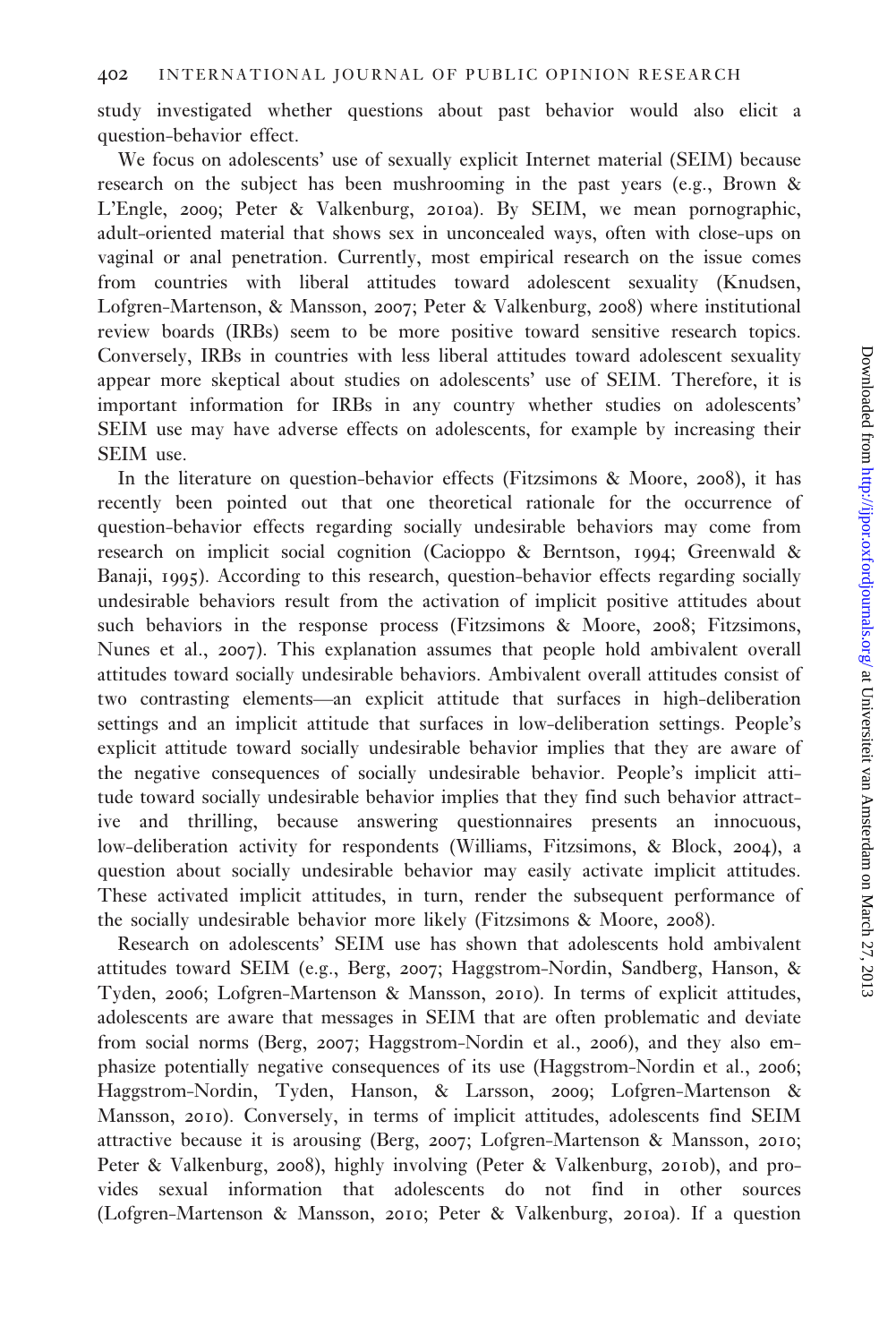study investigated whether questions about past behavior would also elicit a question-behavior effect.

We focus on adolescents' use of sexually explicit Internet material (SEIM) because research on the subject has been mushrooming in the past years (e.g., Brown & L'Engle, 2009; Peter & Valkenburg, 2010a). By SEIM, we mean pornographic, adult-oriented material that shows sex in unconcealed ways, often with close-ups on vaginal or anal penetration. Currently, most empirical research on the issue comes from countries with liberal attitudes toward adolescent sexuality (Knudsen, Lofgren-Martenson, & Mansson, 2007; Peter & Valkenburg, 2008) where institutional review boards (IRBs) seem to be more positive toward sensitive research topics. Conversely, IRBs in countries with less liberal attitudes toward adolescent sexuality appear more skeptical about studies on adolescents' use of SEIM. Therefore, it is important information for IRBs in any country whether studies on adolescents' SEIM use may have adverse effects on adolescents, for example by increasing their SEIM use.

In the literature on question-behavior effects (Fitzsimons & Moore, 2008), it has recently been pointed out that one theoretical rationale for the occurrence of question-behavior effects regarding socially undesirable behaviors may come from research on implicit social cognition (Cacioppo & Berntson, 1994; Greenwald & Banaji, 1995). According to this research, question-behavior effects regarding socially undesirable behaviors result from the activation of implicit positive attitudes about such behaviors in the response process (Fitzsimons & Moore, 2008; Fitzsimons, Nunes et al., 2007). This explanation assumes that people hold ambivalent overall attitudes toward socially undesirable behaviors. Ambivalent overall attitudes consist of two contrasting elements—an explicit attitude that surfaces in high-deliberation settings and an implicit attitude that surfaces in low-deliberation settings. People's explicit attitude toward socially undesirable behavior implies that they are aware of the negative consequences of socially undesirable behavior. People's implicit attitude toward socially undesirable behavior implies that they find such behavior attractive and thrilling, because answering questionnaires presents an innocuous, low-deliberation activity for respondents (Williams, Fitzsimons, & Block, 2004), a question about socially undesirable behavior may easily activate implicit attitudes. These activated implicit attitudes, in turn, render the subsequent performance of the socially undesirable behavior more likely (Fitzsimons & Moore, 2008).

Research on adolescents' SEIM use has shown that adolescents hold ambivalent attitudes toward SEIM (e.g., Berg, 2007; Haggstrom-Nordin, Sandberg, Hanson, & Tyden, 2006; Lofgren-Martenson & Mansson, 2010). In terms of explicit attitudes, adolescents are aware that messages in SEIM that are often problematic and deviate from social norms (Berg, 2007; Haggstrom-Nordin et al., 2006), and they also emphasize potentially negative consequences of its use (Haggstrom-Nordin et al., 2006; Haggstrom-Nordin, Tyden, Hanson, & Larsson, 2009; Lofgren-Martenson & Mansson, 2010). Conversely, in terms of implicit attitudes, adolescents find SEIM attractive because it is arousing (Berg, 2007; Lofgren-Martenson & Mansson, 2010; Peter & Valkenburg, 2008), highly involving (Peter & Valkenburg, 2010b), and provides sexual information that adolescents do not find in other sources (Lofgren-Martenson & Mansson, 2010; Peter & Valkenburg, 2010a). If a question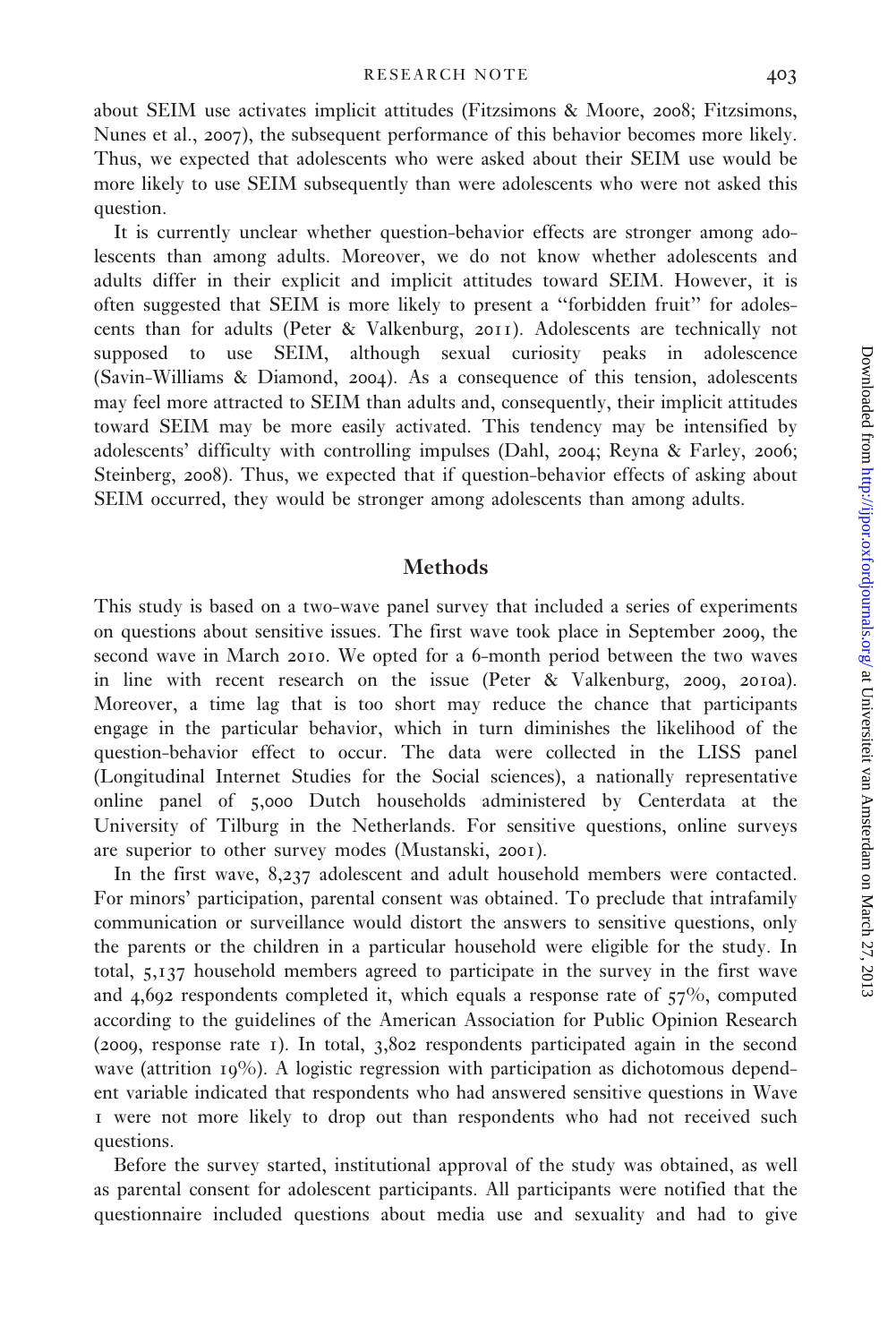about SEIM use activates implicit attitudes (Fitzsimons & Moore, 2008; Fitzsimons, Nunes et al., 2007), the subsequent performance of this behavior becomes more likely. Thus, we expected that adolescents who were asked about their SEIM use would be more likely to use SEIM subsequently than were adolescents who were not asked this question.

It is currently unclear whether question-behavior effects are stronger among adolescents than among adults. Moreover, we do not know whether adolescents and adults differ in their explicit and implicit attitudes toward SEIM. However, it is often suggested that SEIM is more likely to present a "forbidden fruit" for adolescents than for adults (Peter & Valkenburg, 2011). Adolescents are technically not supposed to use SEIM, although sexual curiosity peaks in adolescence (Savin-Williams & Diamond, 2004). As a consequence of this tension, adolescents may feel more attracted to SEIM than adults and, consequently, their implicit attitudes toward SEIM may be more easily activated. This tendency may be intensified by adolescents' difficulty with controlling impulses (Dahl, 2004; Reyna & Farley, 2006; Steinberg, 2008). Thus, we expected that if question-behavior effects of asking about SEIM occurred, they would be stronger among adolescents than among adults.

## Methods

This study is based on a two-wave panel survey that included a series of experiments on questions about sensitive issues. The first wave took place in September 2009, the second wave in March 2010. We opted for a 6-month period between the two waves in line with recent research on the issue (Peter & Valkenburg, 2009, 2010a). Moreover, a time lag that is too short may reduce the chance that participants engage in the particular behavior, which in turn diminishes the likelihood of the question-behavior effect to occur. The data were collected in the LISS panel (Longitudinal Internet Studies for the Social sciences), a nationally representative online panel of 5,000 Dutch households administered by Centerdata at the University of Tilburg in the Netherlands. For sensitive questions, online surveys are superior to other survey modes (Mustanski, 2001).

In the first wave, 8,237 adolescent and adult household members were contacted. For minors' participation, parental consent was obtained. To preclude that intrafamily communication or surveillance would distort the answers to sensitive questions, only the parents or the children in a particular household were eligible for the study. In total, 5,137 household members agreed to participate in the survey in the first wave and 4,692 respondents completed it, which equals a response rate of 57%, computed according to the guidelines of the American Association for Public Opinion Research (2009, response rate 1). In total, 3,802 respondents participated again in the second wave (attrition 19%). A logistic regression with participation as dichotomous dependent variable indicated that respondents who had answered sensitive questions in Wave 1 were not more likely to drop out than respondents who had not received such questions.

Before the survey started, institutional approval of the study was obtained, as well as parental consent for adolescent participants. All participants were notified that the questionnaire included questions about media use and sexuality and had to give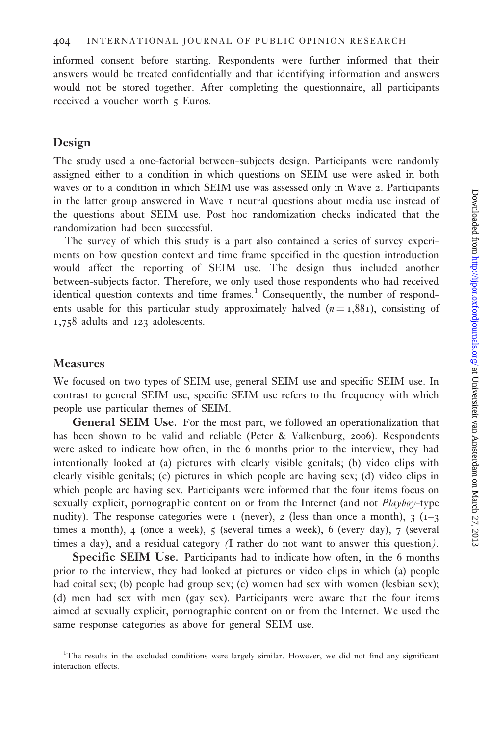informed consent before starting. Respondents were further informed that their answers would be treated confidentially and that identifying information and answers would not be stored together. After completing the questionnaire, all participants received a voucher worth 5 Euros.

## Design

The study used a one-factorial between-subjects design. Participants were randomly assigned either to a condition in which questions on SEIM use were asked in both waves or to a condition in which SEIM use was assessed only in Wave 2. Participants in the latter group answered in Wave 1 neutral questions about media use instead of the questions about SEIM use. Post hoc randomization checks indicated that the randomization had been successful.

The survey of which this study is a part also contained a series of survey experiments on how question context and time frame specified in the question introduction would affect the reporting of SEIM use. The design thus included another between-subjects factor. Therefore, we only used those respondents who had received identical question contexts and time frames.[1] Consequently, the number of respondents usable for this particular study approximately halved ($n = 1{,}881$), consisting of 1,758 adults and 123 adolescents.

## Measures

We focused on two types of SEIM use, general SEIM use and specific SEIM use. In contrast to general SEIM use, specific SEIM use refers to the frequency with which people use particular themes of SEIM.

**General SEIM Use.** For the most part, we followed an operationalization that has been shown to be valid and reliable (Peter & Valkenburg, 2006). Respondents were asked to indicate how often, in the 6 months prior to the interview, they had intentionally looked at (a) pictures with clearly visible genitals; (b) video clips with clearly visible genitals; (c) pictures in which people are having sex; (d) video clips in which people are having sex. Participants were informed that the four items focus on sexually explicit, pornographic content on or from the Internet (and not *Playboy*-type nudity). The response categories were 1 (never), 2 (less than once a month), 3 (1–3 times a month), 4 (once a week), 5 (several times a week), 6 (every day), 7 (several times a day), and a residual category *(*I rather do not want to answer this question*)*.

**Specific SEIM Use.** Participants had to indicate how often, in the 6 months prior to the interview, they had looked at pictures or video clips in which (a) people had coital sex; (b) people had group sex; (c) women had sex with women (lesbian sex); (d) men had sex with men (gay sex). Participants were aware that the four items aimed at sexually explicit, pornographic content on or from the Internet. We used the same response categories as above for general SEIM use.

[1]The results in the excluded conditions were largely similar. However, we did not find any significant interaction effects.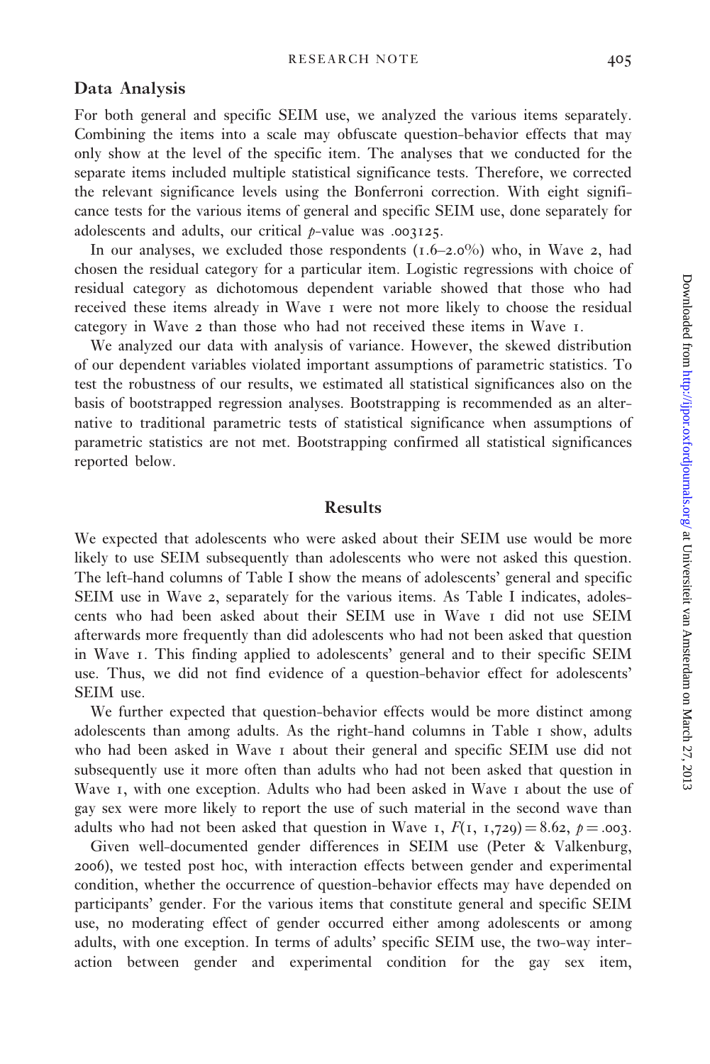## Data Analysis

For both general and specific SEIM use, we analyzed the various items separately. Combining the items into a scale may obfuscate question-behavior effects that may only show at the level of the specific item. The analyses that we conducted for the separate items included multiple statistical significance tests. Therefore, we corrected the relevant significance levels using the Bonferroni correction. With eight significance tests for the various items of general and specific SEIM use, done separately for adolescents and adults, our critical $p$-value was .003125.

In our analyses, we excluded those respondents (1.6–2.0%) who, in Wave 2, had chosen the residual category for a particular item. Logistic regressions with choice of residual category as dichotomous dependent variable showed that those who had received these items already in Wave 1 were not more likely to choose the residual category in Wave 2 than those who had not received these items in Wave 1.

We analyzed our data with analysis of variance. However, the skewed distribution of our dependent variables violated important assumptions of parametric statistics. To test the robustness of our results, we estimated all statistical significances also on the basis of bootstrapped regression analyses. Bootstrapping is recommended as an alternative to traditional parametric tests of statistical significance when assumptions of parametric statistics are not met. Bootstrapping confirmed all statistical significances reported below.

# Results

We expected that adolescents who were asked about their SEIM use would be more likely to use SEIM subsequently than adolescents who were not asked this question. The left-hand columns of Table I show the means of adolescents' general and specific SEIM use in Wave 2, separately for the various items. As Table I indicates, adolescents who had been asked about their SEIM use in Wave 1 did not use SEIM afterwards more frequently than did adolescents who had not been asked that question in Wave 1. This finding applied to adolescents' general and to their specific SEIM use. Thus, we did not find evidence of a question-behavior effect for adolescents' SEIM use.

We further expected that question-behavior effects would be more distinct among adolescents than among adults. As the right-hand columns in Table 1 show, adults who had been asked in Wave 1 about their general and specific SEIM use did not subsequently use it more often than adults who had not been asked that question in Wave 1, with one exception. Adults who had been asked in Wave 1 about the use of gay sex were more likely to report the use of such material in the second wave than adults who had not been asked that question in Wave 1, $F(1, 1{,}729) = 8.62$, $p = .003$.

Given well-documented gender differences in SEIM use (Peter & Valkenburg, 2006), we tested post hoc, with interaction effects between gender and experimental condition, whether the occurrence of question-behavior effects may have depended on participants' gender. For the various items that constitute general and specific SEIM use, no moderating effect of gender occurred either among adolescents or among adults, with one exception. In terms of adults' specific SEIM use, the two-way interaction between gender and experimental condition for the gay sex item,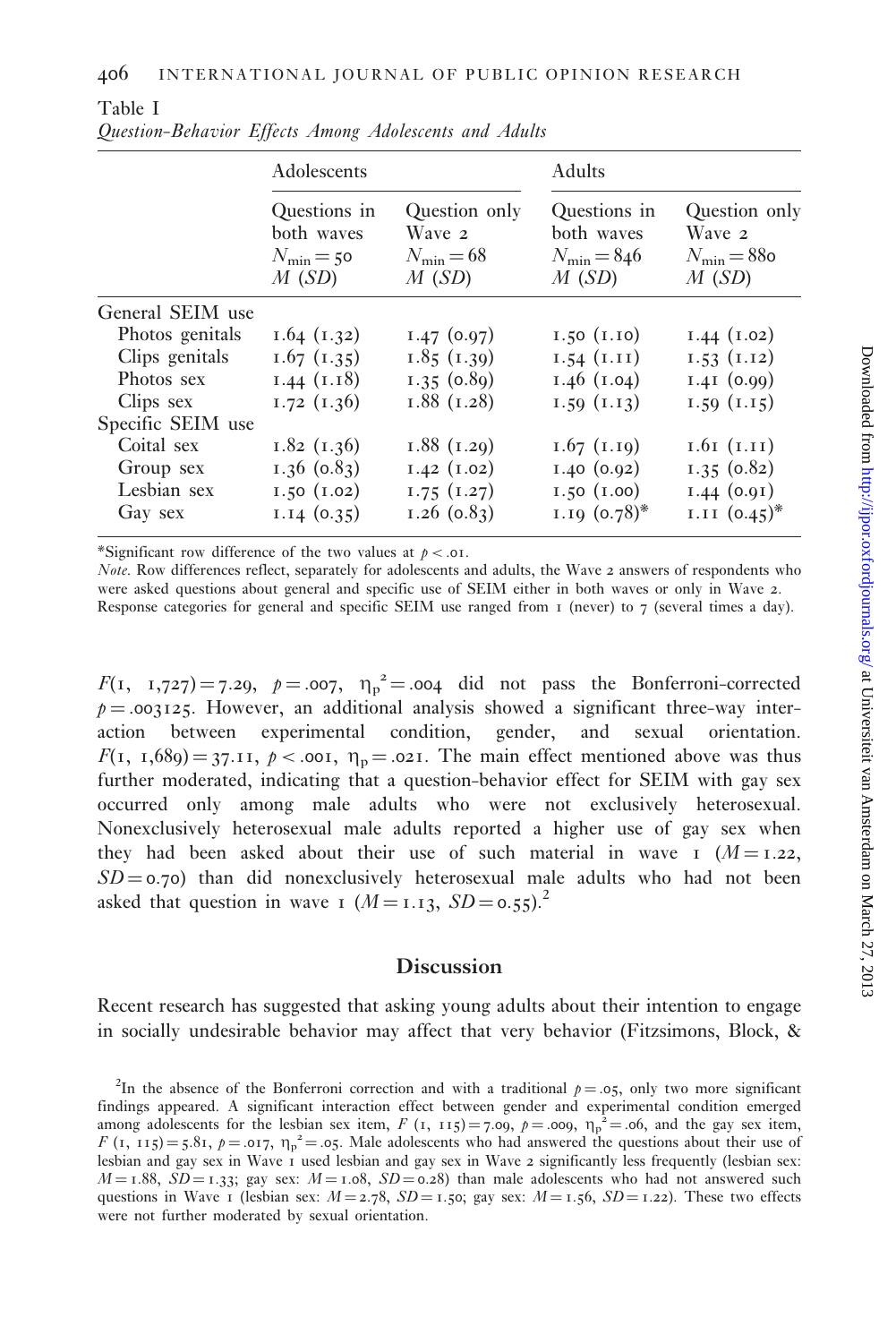Table 1
*Question-Behavior Effects Among Adolescents and Adults*

| | Adolescents | | Adults | |
|---|---|---|---|---|
| | Questions in both waves $N_{\min} = 50$ $M$ ($SD$) | Question only Wave 2 $N_{\min} = 68$ $M$ ($SD$) | Questions in both waves $N_{\min} = 846$ $M$ ($SD$) | Question only Wave 2 $N_{\min} = 880$ $M$ ($SD$) |
| General SEIM use | | | | |
| Photos genitals | 1.64 (1.32) | 1.47 (0.97) | 1.50 (1.10) | 1.44 (1.02) |
| Clips genitals | 1.67 (1.35) | 1.85 (1.39) | 1.54 (1.11) | 1.53 (1.12) |
| Photos sex | 1.44 (1.18) | 1.35 (0.89) | 1.46 (1.04) | 1.41 (0.99) |
| Clips sex | 1.72 (1.36) | 1.88 (1.28) | 1.59 (1.13) | 1.59 (1.15) |
| Specific SEIM use | | | | |
| Coital sex | 1.82 (1.36) | 1.88 (1.29) | 1.67 (1.19) | 1.61 (1.11) |
| Group sex | 1.36 (0.83) | 1.42 (1.02) | 1.40 (0.92) | 1.35 (0.82) |
| Lesbian sex | 1.50 (1.02) | 1.75 (1.27) | 1.50 (1.00) | 1.44 (0.91) |
| Gay sex | 1.14 (0.35) | 1.26 (0.83) | 1.19 (0.78)* | 1.11 (0.45)* |

*Significant row difference of the two values at $p < .01$.

*Note*. Row differences reflect, separately for adolescents and adults, the Wave 2 answers of respondents who were asked questions about general and specific use of SEIM either in both waves or only in Wave 2. Response categories for general and specific SEIM use ranged from 1 (never) to 7 (several times a day).

$F(1, 1{,}727) = 7.29$, $p = .007$, $\eta_p^2 = .004$ did not pass the Bonferroni-corrected $p = .003125$. However, an additional analysis showed a significant three-way interaction between experimental condition, gender, and sexual orientation. $F(1, 1{,}689) = 37.11$, $p < .001$, $\eta_p = .021$. The main effect mentioned above was thus further moderated, indicating that a question-behavior effect for SEIM with gay sex occurred only among male adults who were not exclusively heterosexual. Nonexclusively heterosexual male adults reported a higher use of gay sex when they had been asked about their use of such material in wave 1 ($M = 1.22$, $SD = 0.70$) than did nonexclusively heterosexual male adults who had not been asked that question in wave 1 ($M = 1.13$, $SD = 0.55$).[2]

## Discussion

Recent research has suggested that asking young adults about their intention to engage in socially undesirable behavior may affect that very behavior (Fitzsimons, Block, &

[2]In the absence of the Bonferroni correction and with a traditional $p = .05$, only two more significant findings appeared. A significant interaction effect between gender and experimental condition emerged among adolescents for the lesbian sex item, $F(1, 115) = 7.09$, $p = .009$, $\eta_p^2 = .06$, and the gay sex item, $F(1, 115) = 5.81$, $p = .017$, $\eta_p^2 = .05$. Male adolescents who had answered the questions about their use of lesbian and gay sex in Wave 1 used lesbian and gay sex in Wave 2 significantly less frequently (lesbian sex: $M = 1.88$, $SD = 1.33$; gay sex: $M = 1.08$, $SD = 0.28$) than male adolescents who had not answered such questions in Wave 1 (lesbian sex: $M = 2.78$, $SD = 1.50$; gay sex: $M = 1.56$, $SD = 1.22$). These two effects were not further moderated by sexual orientation.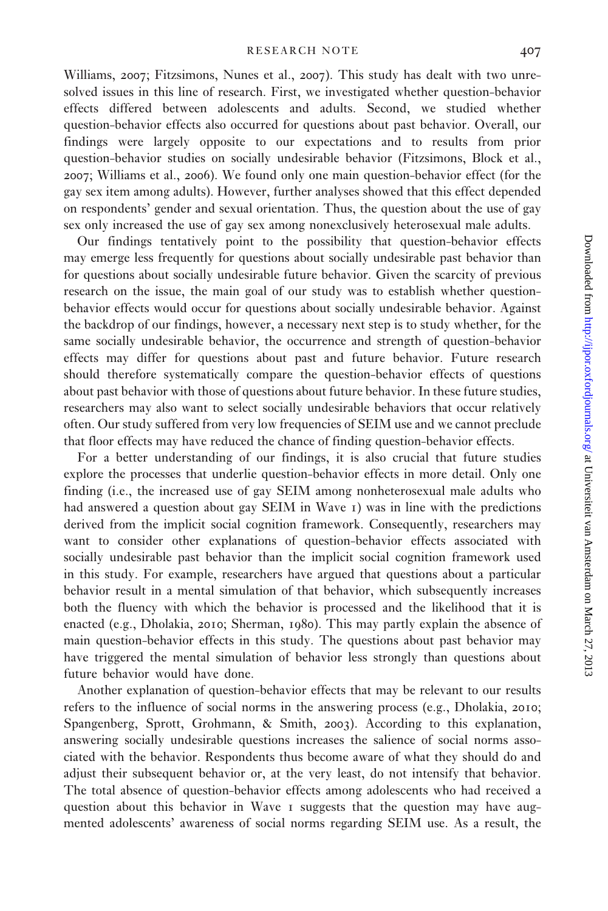Williams, 2007; Fitzsimons, Nunes et al., 2007). This study has dealt with two unresolved issues in this line of research. First, we investigated whether question-behavior effects differed between adolescents and adults. Second, we studied whether question-behavior effects also occurred for questions about past behavior. Overall, our findings were largely opposite to our expectations and to results from prior question-behavior studies on socially undesirable behavior (Fitzsimons, Block et al., 2007; Williams et al., 2006). We found only one main question-behavior effect (for the gay sex item among adults). However, further analyses showed that this effect depended on respondents' gender and sexual orientation. Thus, the question about the use of gay sex only increased the use of gay sex among nonexclusively heterosexual male adults.

Our findings tentatively point to the possibility that question-behavior effects may emerge less frequently for questions about socially undesirable past behavior than for questions about socially undesirable future behavior. Given the scarcity of previous research on the issue, the main goal of our study was to establish whether question-behavior effects would occur for questions about socially undesirable behavior. Against the backdrop of our findings, however, a necessary next step is to study whether, for the same socially undesirable behavior, the occurrence and strength of question-behavior effects may differ for questions about past and future behavior. Future research should therefore systematically compare the question-behavior effects of questions about past behavior with those of questions about future behavior. In these future studies, researchers may also want to select socially undesirable behaviors that occur relatively often. Our study suffered from very low frequencies of SEIM use and we cannot preclude that floor effects may have reduced the chance of finding question-behavior effects.

For a better understanding of our findings, it is also crucial that future studies explore the processes that underlie question-behavior effects in more detail. Only one finding (i.e., the increased use of gay SEIM among nonheterosexual male adults who had answered a question about gay SEIM in Wave 1) was in line with the predictions derived from the implicit social cognition framework. Consequently, researchers may want to consider other explanations of question-behavior effects associated with socially undesirable past behavior than the implicit social cognition framework used in this study. For example, researchers have argued that questions about a particular behavior result in a mental simulation of that behavior, which subsequently increases both the fluency with which the behavior is processed and the likelihood that it is enacted (e.g., Dholakia, 2010; Sherman, 1980). This may partly explain the absence of main question-behavior effects in this study. The questions about past behavior may have triggered the mental simulation of behavior less strongly than questions about future behavior would have done.

Another explanation of question-behavior effects that may be relevant to our results refers to the influence of social norms in the answering process (e.g., Dholakia, 2010; Spangenberg, Sprott, Grohmann, & Smith, 2003). According to this explanation, answering socially undesirable questions increases the salience of social norms associated with the behavior. Respondents thus become aware of what they should do and adjust their subsequent behavior or, at the very least, do not intensify that behavior. The total absence of question-behavior effects among adolescents who had received a question about this behavior in Wave 1 suggests that the question may have augmented adolescents' awareness of social norms regarding SEIM use. As a result, the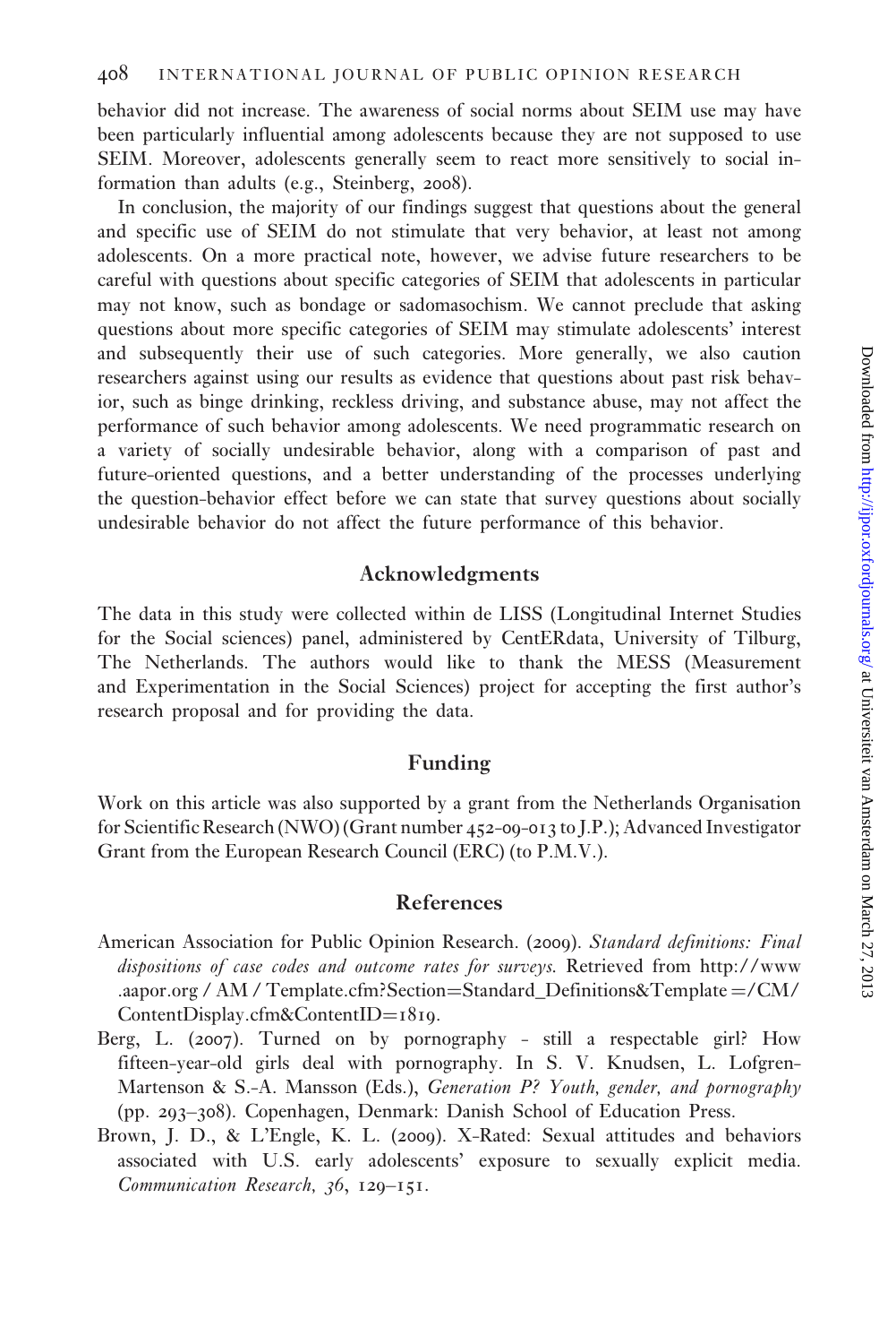behavior did not increase. The awareness of social norms about SEIM use may have been particularly influential among adolescents because they are not supposed to use SEIM. Moreover, adolescents generally seem to react more sensitively to social information than adults (e.g., Steinberg, 2008).

In conclusion, the majority of our findings suggest that questions about the general and specific use of SEIM do not stimulate that very behavior, at least not among adolescents. On a more practical note, however, we advise future researchers to be careful with questions about specific categories of SEIM that adolescents in particular may not know, such as bondage or sadomasochism. We cannot preclude that asking questions about more specific categories of SEIM may stimulate adolescents' interest and subsequently their use of such categories. More generally, we also caution researchers against using our results as evidence that questions about past risk behavior, such as binge drinking, reckless driving, and substance abuse, may not affect the performance of such behavior among adolescents. We need programmatic research on a variety of socially undesirable behavior, along with a comparison of past and future-oriented questions, and a better understanding of the processes underlying the question-behavior effect before we can state that survey questions about socially undesirable behavior do not affect the future performance of this behavior.

## Acknowledgments

The data in this study were collected within de LISS (Longitudinal Internet Studies for the Social sciences) panel, administered by CentERdata, University of Tilburg, The Netherlands. The authors would like to thank the MESS (Measurement and Experimentation in the Social Sciences) project for accepting the first author's research proposal and for providing the data.

## Funding

Work on this article was also supported by a grant from the Netherlands Organisation for Scientific Research (NWO) (Grant number 452-09-013 to J.P.); Advanced Investigator Grant from the European Research Council (ERC) (to P.M.V.).

## References

American Association for Public Opinion Research. (2009). *Standard definitions: Final dispositions of case codes and outcome rates for surveys*. Retrieved from http://www.aapor.org/AM/Template.cfm?Section=Standard_Definitions&Template=/CM/ContentDisplay.cfm&ContentID=1819.

Berg, L. (2007). Turned on by pornography - still a respectable girl? How fifteen-year-old girls deal with pornography. In S. V. Knudsen, L. Lofgren-Martenson & S.-A. Mansson (Eds.), *Generation P? Youth, gender, and pornography* (pp. 293–308). Copenhagen, Denmark: Danish School of Education Press.

Brown, J. D., & L'Engle, K. L. (2009). X-Rated: Sexual attitudes and behaviors associated with U.S. early adolescents' exposure to sexually explicit media. *Communication Research, 36*, 129–151.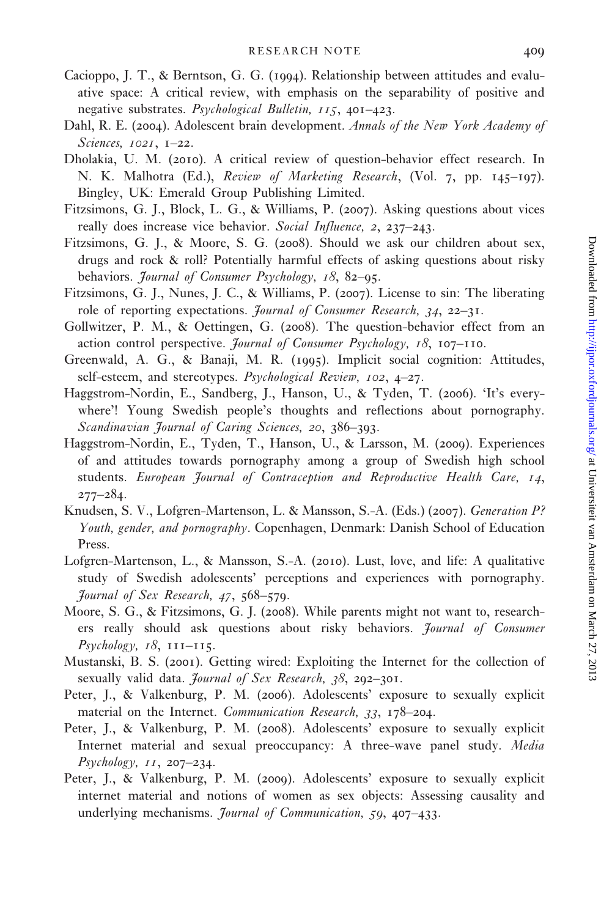Cacioppo, J. T., & Berntson, G. G. (1994). Relationship between attitudes and evaluative space: A critical review, with emphasis on the separability of positive and negative substrates. *Psychological Bulletin, 115*, 401–423.

Dahl, R. E. (2004). Adolescent brain development. *Annals of the New York Academy of Sciences, 1021*, 1–22.

Dholakia, U. M. (2010). A critical review of question-behavior effect research. In N. K. Malhotra (Ed.), *Review of Marketing Research*, (Vol. 7, pp. 145–197). Bingley, UK: Emerald Group Publishing Limited.

Fitzsimons, G. J., Block, L. G., & Williams, P. (2007). Asking questions about vices really does increase vice behavior. *Social Influence, 2*, 237–243.

Fitzsimons, G. J., & Moore, S. G. (2008). Should we ask our children about sex, drugs and rock & roll? Potentially harmful effects of asking questions about risky behaviors. *Journal of Consumer Psychology, 18*, 82–95.

Fitzsimons, G. J., Nunes, J. C., & Williams, P. (2007). License to sin: The liberating role of reporting expectations. *Journal of Consumer Research, 34*, 22–31.

Gollwitzer, P. M., & Oettingen, G. (2008). The question-behavior effect from an action control perspective. *Journal of Consumer Psychology, 18*, 107–110.

Greenwald, A. G., & Banaji, M. R. (1995). Implicit social cognition: Attitudes, self-esteem, and stereotypes. *Psychological Review, 102*, 4–27.

Haggstrom-Nordin, E., Sandberg, J., Hanson, U., & Tyden, T. (2006). 'It's everywhere'! Young Swedish people's thoughts and reflections about pornography. *Scandinavian Journal of Caring Sciences, 20*, 386–393.

Haggstrom-Nordin, E., Tyden, T., Hanson, U., & Larsson, M. (2009). Experiences of and attitudes towards pornography among a group of Swedish high school students. *European Journal of Contraception and Reproductive Health Care, 14*, 277–284.

Knudsen, S. V., Lofgren-Martenson, L. & Mansson, S.-A. (Eds.) (2007). *Generation P? Youth, gender, and pornography*. Copenhagen, Denmark: Danish School of Education Press.

Lofgren-Martenson, L., & Mansson, S.-A. (2010). Lust, love, and life: A qualitative study of Swedish adolescents' perceptions and experiences with pornography. *Journal of Sex Research, 47*, 568–579.

Moore, S. G., & Fitzsimons, G. J. (2008). While parents might not want to, researchers really should ask questions about risky behaviors. *Journal of Consumer Psychology, 18*, 111–115.

Mustanski, B. S. (2001). Getting wired: Exploiting the Internet for the collection of sexually valid data. *Journal of Sex Research, 38*, 292–301.

Peter, J., & Valkenburg, P. M. (2006). Adolescents' exposure to sexually explicit material on the Internet. *Communication Research, 33*, 178–204.

Peter, J., & Valkenburg, P. M. (2008). Adolescents' exposure to sexually explicit Internet material and sexual preoccupancy: A three-wave panel study. *Media Psychology, 11*, 207–234.

Peter, J., & Valkenburg, P. M. (2009). Adolescents' exposure to sexually explicit internet material and notions of women as sex objects: Assessing causality and underlying mechanisms. *Journal of Communication, 59*, 407–433.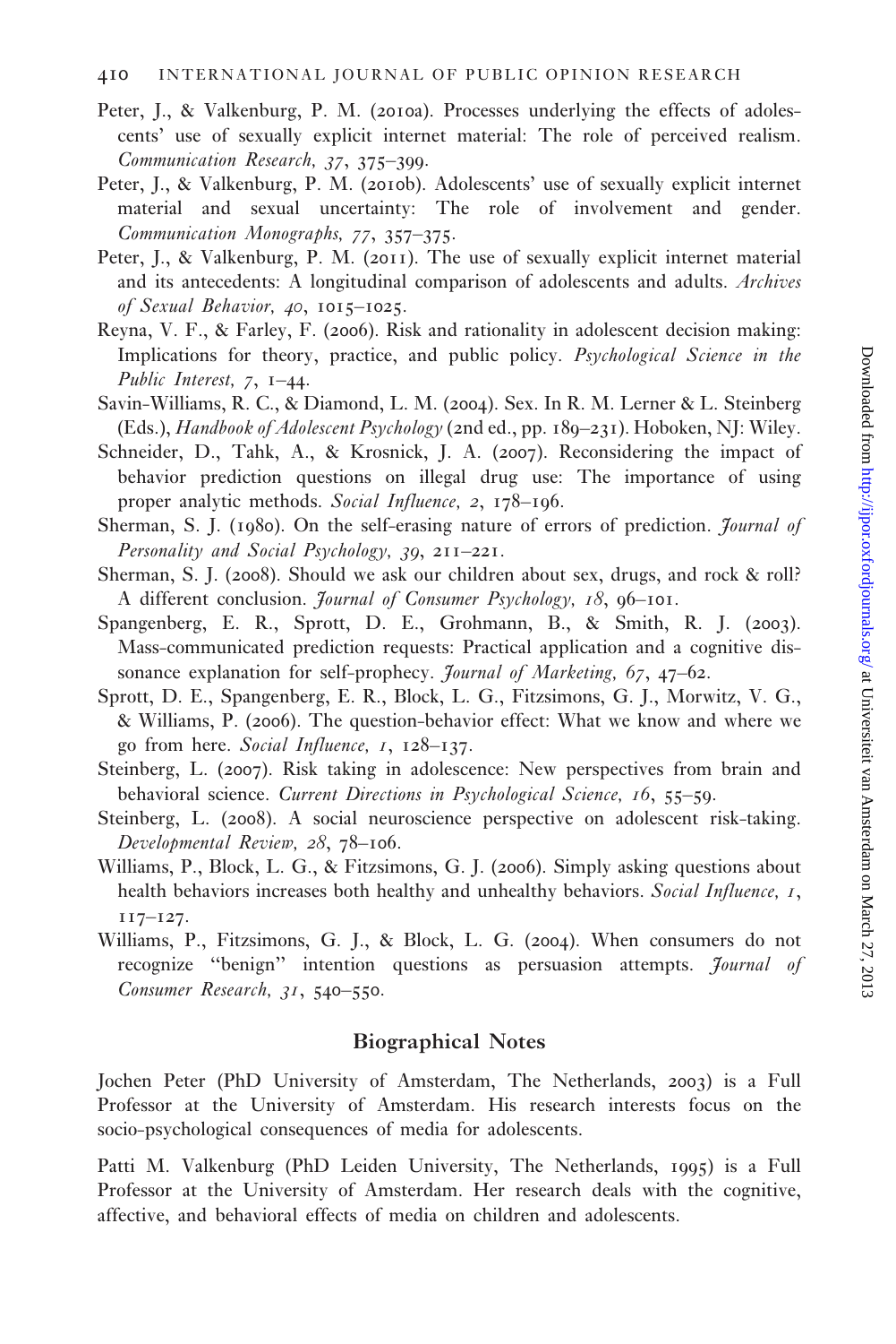Peter, J., & Valkenburg, P. M. (2010a). Processes underlying the effects of adolescents' use of sexually explicit internet material: The role of perceived realism. *Communication Research, 37*, 375–399.

Peter, J., & Valkenburg, P. M. (2010b). Adolescents' use of sexually explicit internet material and sexual uncertainty: The role of involvement and gender. *Communication Monographs, 77*, 357–375.

Peter, J., & Valkenburg, P. M. (2011). The use of sexually explicit internet material and its antecedents: A longitudinal comparison of adolescents and adults. *Archives of Sexual Behavior, 40*, 1015–1025.

Reyna, V. F., & Farley, F. (2006). Risk and rationality in adolescent decision making: Implications for theory, practice, and public policy. *Psychological Science in the Public Interest, 7*, 1–44.

Savin-Williams, R. C., & Diamond, L. M. (2004). Sex. In R. M. Lerner & L. Steinberg (Eds.), *Handbook of Adolescent Psychology* (2nd ed., pp. 189–231). Hoboken, NJ: Wiley.

Schneider, D., Tahk, A., & Krosnick, J. A. (2007). Reconsidering the impact of behavior prediction questions on illegal drug use: The importance of using proper analytic methods. *Social Influence, 2*, 178–196.

Sherman, S. J. (1980). On the self-erasing nature of errors of prediction. *Journal of Personality and Social Psychology, 39*, 211–221.

Sherman, S. J. (2008). Should we ask our children about sex, drugs, and rock & roll? A different conclusion. *Journal of Consumer Psychology, 18*, 96–101.

Spangenberg, E. R., Sprott, D. E., Grohmann, B., & Smith, R. J. (2003). Mass-communicated prediction requests: Practical application and a cognitive dissonance explanation for self-prophecy. *Journal of Marketing, 67*, 47–62.

Sprott, D. E., Spangenberg, E. R., Block, L. G., Fitzsimons, G. J., Morwitz, V. G., & Williams, P. (2006). The question-behavior effect: What we know and where we go from here. *Social Influence, 1*, 128–137.

Steinberg, L. (2007). Risk taking in adolescence: New perspectives from brain and behavioral science. *Current Directions in Psychological Science, 16*, 55–59.

Steinberg, L. (2008). A social neuroscience perspective on adolescent risk-taking. *Developmental Review, 28*, 78–106.

Williams, P., Block, L. G., & Fitzsimons, G. J. (2006). Simply asking questions about health behaviors increases both healthy and unhealthy behaviors. *Social Influence, 1*, 117–127.

Williams, P., Fitzsimons, G. J., & Block, L. G. (2004). When consumers do not recognize "benign" intention questions as persuasion attempts. *Journal of Consumer Research, 31*, 540–550.

## Biographical Notes

Jochen Peter (PhD University of Amsterdam, The Netherlands, 2003) is a Full Professor at the University of Amsterdam. His research interests focus on the socio-psychological consequences of media for adolescents.

Patti M. Valkenburg (PhD Leiden University, The Netherlands, 1995) is a Full Professor at the University of Amsterdam. Her research deals with the cognitive, affective, and behavioral effects of media on children and adolescents.